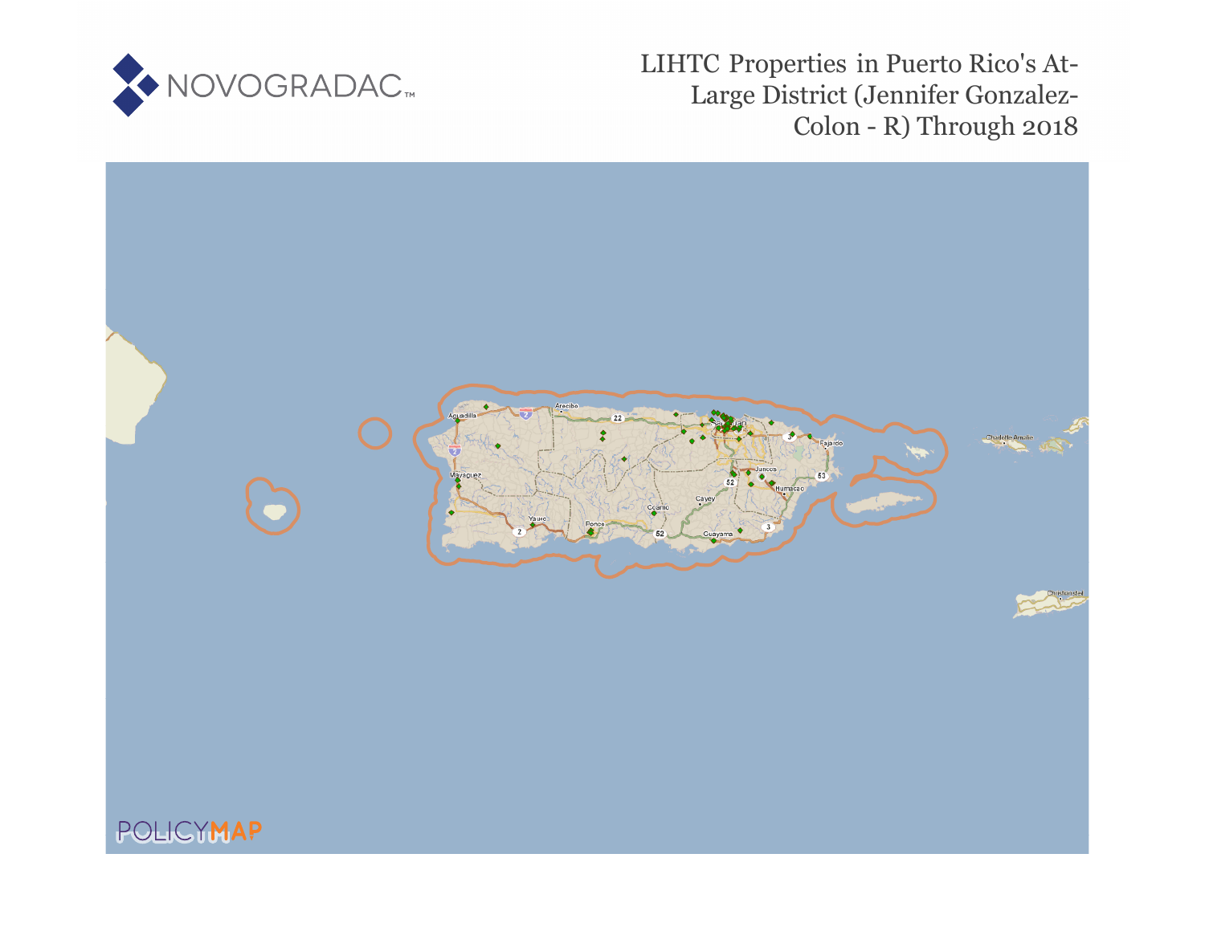NOVOGRADAC

# LIHTC Properties in Puerto Rico's At-Large District (Jennifer Gonzalez-Colon - R) Through 2018

POLICYMAP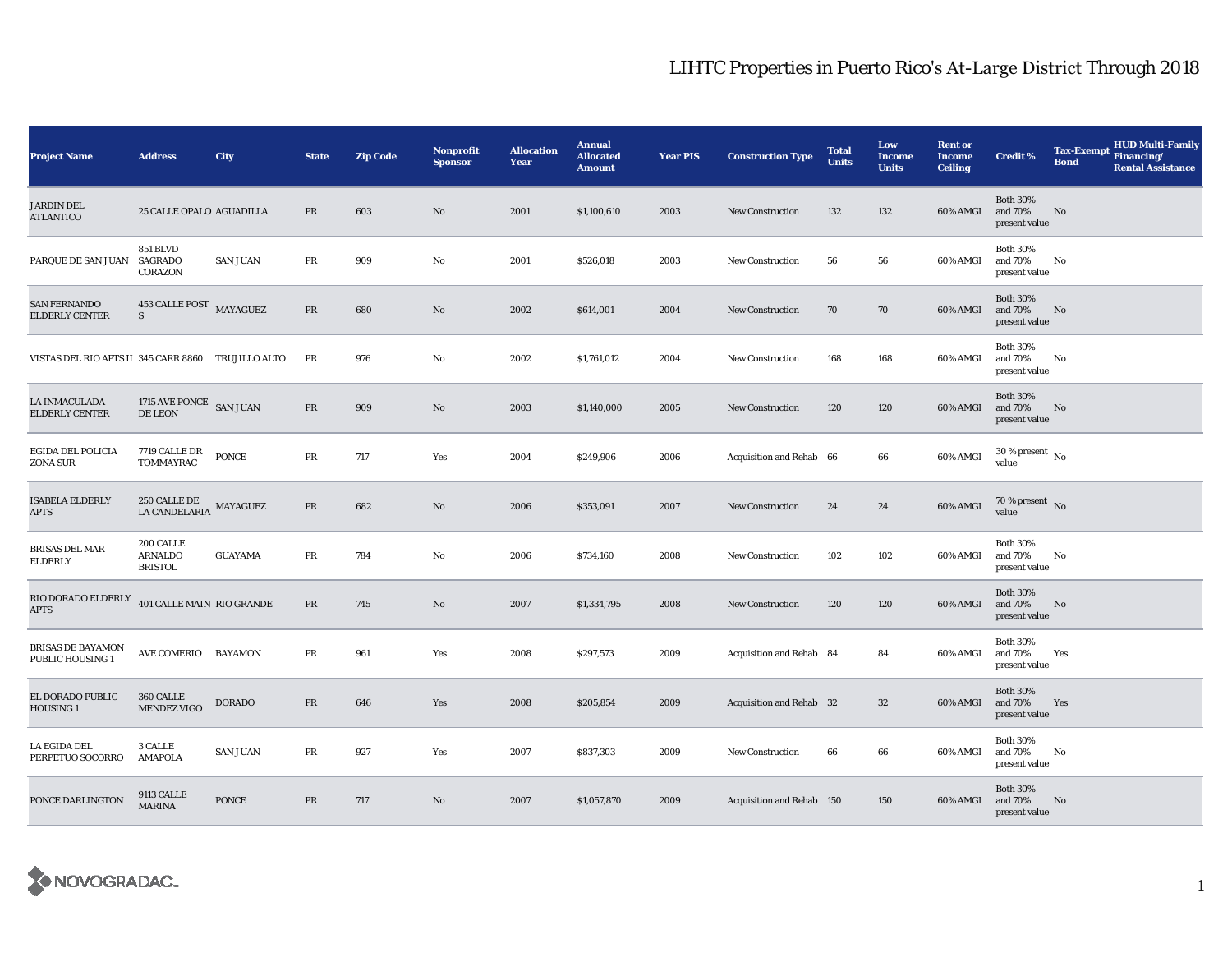# LIHTC Properties in Puerto Rico's At-Large District Through 2018

| Project Name | Address | City | State | Zip Code | Nonprofit Sponsor | Allocation Year | Annual Allocated Amount | Year PIS | Construction Type | Total Units | Low Income Units | Rent or Income Ceiling | Credit % | Tax-Exempt Bond | HUD Multi-Family Financing/ Rental Assistance |
|---|---|---|---|---|---|---|---|---|---|---|---|---|---|---|---|
| JARDIN DEL ATLANTICO | 25 CALLE OPALO | AGUADILLA | PR | 603 | No | 2001 | $1,100,610 | 2003 | New Construction | 132 | 132 | 60% AMGI | Both 30% and 70% present value | No | |
| PARQUE DE SAN JUAN | 851 BLVD SAGRADO CORAZON | SAN JUAN | PR | 909 | No | 2001 | $526,018 | 2003 | New Construction | 56 | 56 | 60% AMGI | Both 30% and 70% present value | No | |
| SAN FERNANDO ELDERLY CENTER | 453 CALLE POST S | MAYAGUEZ | PR | 680 | No | 2002 | $614,001 | 2004 | New Construction | 70 | 70 | 60% AMGI | Both 30% and 70% present value | No | |
| VISTAS DEL RIO APTS II | 345 CARR 8860 | TRUJILLO ALTO | PR | 976 | No | 2002 | $1,761,012 | 2004 | New Construction | 168 | 168 | 60% AMGI | Both 30% and 70% present value | No | |
| LA INMACULADA ELDERLY CENTER | 1715 AVE PONCE DE LEON | SAN JUAN | PR | 909 | No | 2003 | $1,140,000 | 2005 | New Construction | 120 | 120 | 60% AMGI | Both 30% and 70% present value | No | |
| EGIDA DEL POLICIA ZONA SUR | 7719 CALLE DR TOMMAYRAC | PONCE | PR | 717 | Yes | 2004 | $249,906 | 2006 | Acquisition and Rehab | 66 | 66 | 60% AMGI | 30 % present value | No | |
| ISABELA ELDERLY APTS | 250 CALLE DE LA CANDELARIA | MAYAGUEZ | PR | 682 | No | 2006 | $353,091 | 2007 | New Construction | 24 | 24 | 60% AMGI | 70 % present value | No | |
| BRISAS DEL MAR ELDERLY | 200 CALLE ARNALDO BRISTOL | GUAYAMA | PR | 784 | No | 2006 | $734,160 | 2008 | New Construction | 102 | 102 | 60% AMGI | Both 30% and 70% present value | No | |
| RIO DORADO ELDERLY APTS | 401 CALLE MAIN | RIO GRANDE | PR | 745 | No | 2007 | $1,334,795 | 2008 | New Construction | 120 | 120 | 60% AMGI | Both 30% and 70% present value | No | |
| BRISAS DE BAYAMON PUBLIC HOUSING 1 | AVE COMERIO | BAYAMON | PR | 961 | Yes | 2008 | $297,573 | 2009 | Acquisition and Rehab | 84 | 84 | 60% AMGI | Both 30% and 70% present value | Yes | |
| EL DORADO PUBLIC HOUSING 1 | 360 CALLE MENDEZ VIGO | DORADO | PR | 646 | Yes | 2008 | $205,854 | 2009 | Acquisition and Rehab | 32 | 32 | 60% AMGI | Both 30% and 70% present value | Yes | |
| LA EGIDA DEL PERPETUO SOCORRO | 3 CALLE AMAPOLA | SAN JUAN | PR | 927 | Yes | 2007 | $837,303 | 2009 | New Construction | 66 | 66 | 60% AMGI | Both 30% and 70% present value | No | |
| PONCE DARLINGTON | 9113 CALLE MARINA | PONCE | PR | 717 | No | 2007 | $1,057,870 | 2009 | Acquisition and Rehab | 150 | 150 | 60% AMGI | Both 30% and 70% present value | No | |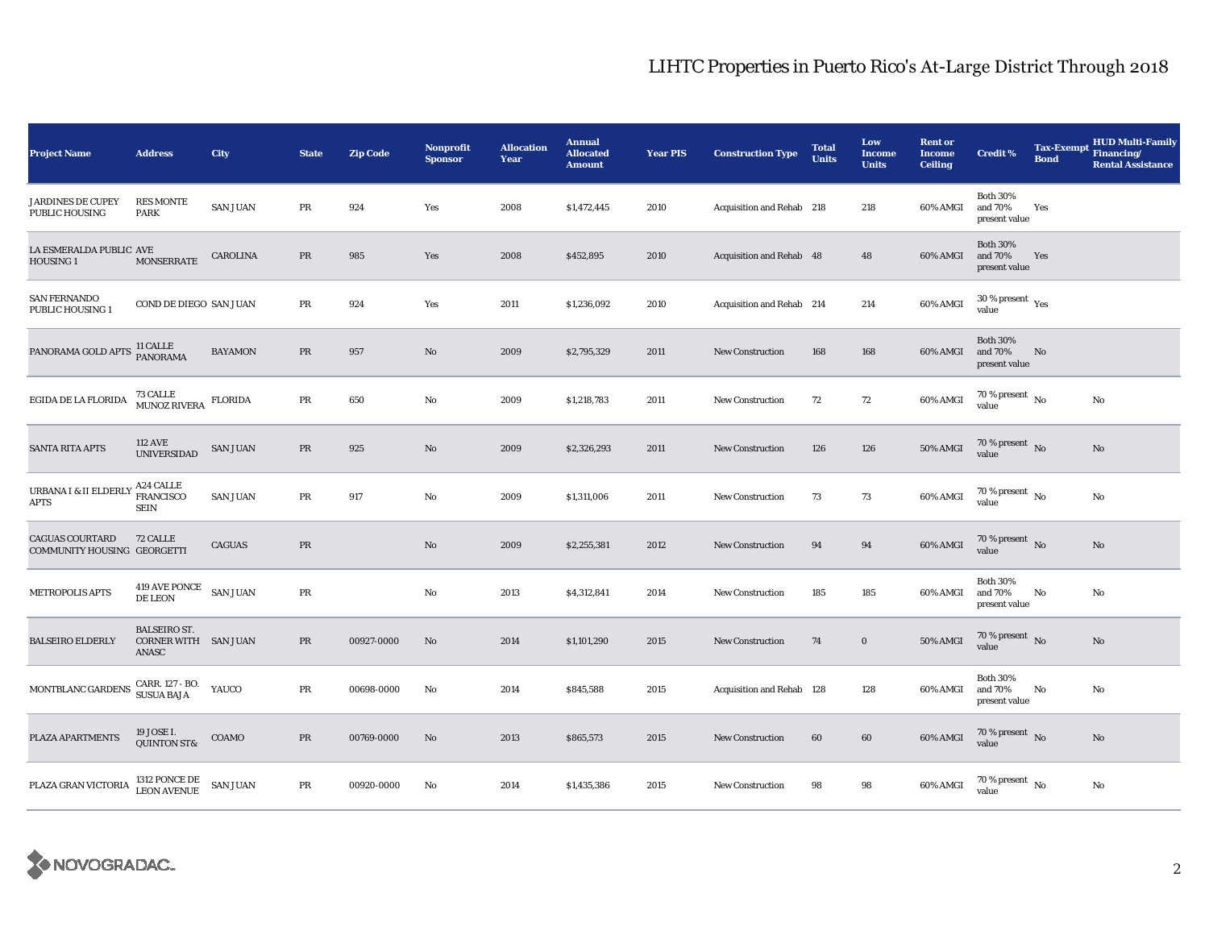# LIHTC Properties in Puerto Rico's At-Large District Through 2018

| Project Name | Address | City | State | Zip Code | Nonprofit Sponsor | Allocation Year | Annual Allocated Amount | Year PIS | Construction Type | Total Units | Low Income Units | Rent or Income Ceiling | Credit % | Tax-Exempt Bond | HUD Multi-Family Financing/ Rental Assistance |
|---|---|---|---|---|---|---|---|---|---|---|---|---|---|---|---|
| JARDINES DE CUPEY PUBLIC HOUSING | RES MONTE PARK | SAN JUAN | PR | 924 | Yes | 2008 | $1,472,445 | 2010 | Acquisition and Rehab | 218 | 218 | 60% AMGI | Both 30% and 70% present value | Yes | |
| LA ESMERALDA PUBLIC HOUSING 1 | AVE MONSERRATE | CAROLINA | PR | 985 | Yes | 2008 | $452,895 | 2010 | Acquisition and Rehab | 48 | 48 | 60% AMGI | Both 30% and 70% present value | Yes | |
| SAN FERNANDO PUBLIC HOUSING 1 | COND DE DIEGO | SAN JUAN | PR | 924 | Yes | 2011 | $1,236,092 | 2010 | Acquisition and Rehab | 214 | 214 | 60% AMGI | 30 % present value | Yes | |
| PANORAMA GOLD APTS | 11 CALLE PANORAMA | BAYAMON | PR | 957 | No | 2009 | $2,795,329 | 2011 | New Construction | 168 | 168 | 60% AMGI | Both 30% and 70% present value | No | |
| EGIDA DE LA FLORIDA | 73 CALLE MUNOZ RIVERA | FLORIDA | PR | 650 | No | 2009 | $1,218,783 | 2011 | New Construction | 72 | 72 | 60% AMGI | 70 % present value | No | No |
| SANTA RITA APTS | 112 AVE UNIVERSIDAD | SAN JUAN | PR | 925 | No | 2009 | $2,326,293 | 2011 | New Construction | 126 | 126 | 50% AMGI | 70 % present value | No | No |
| URBANA I & II ELDERLY APTS | A24 CALLE FRANCISCO SEIN | SAN JUAN | PR | 917 | No | 2009 | $1,311,006 | 2011 | New Construction | 73 | 73 | 60% AMGI | 70 % present value | No | No |
| CAGUAS COURTARD COMMUNITY HOUSING | 72 CALLE GEORGETTI | CAGUAS | PR | | No | 2009 | $2,255,381 | 2012 | New Construction | 94 | 94 | 60% AMGI | 70 % present value | No | No |
| METROPOLIS APTS | 419 AVE PONCE DE LEON | SAN JUAN | PR | | No | 2013 | $4,312,841 | 2014 | New Construction | 185 | 185 | 60% AMGI | Both 30% and 70% present value | No | No |
| BALSEIRO ELDERLY | BALSEIRO ST. CORNER WITH ANASC | SAN JUAN | PR | 00927-0000 | No | 2014 | $1,101,290 | 2015 | New Construction | 74 | 0 | 50% AMGI | 70 % present value | No | No |
| MONTBLANC GARDENS | CARR. 127 - BO. SUSUA BAJA | YAUCO | PR | 00698-0000 | No | 2014 | $845,588 | 2015 | Acquisition and Rehab | 128 | 128 | 60% AMGI | Both 30% and 70% present value | No | No |
| PLAZA APARTMENTS | 19 JOSE I. QUINTON ST& | COAMO | PR | 00769-0000 | No | 2013 | $865,573 | 2015 | New Construction | 60 | 60 | 60% AMGI | 70 % present value | No | No |
| PLAZA GRAN VICTORIA | 1312 PONCE DE LEON AVENUE | SAN JUAN | PR | 00920-0000 | No | 2014 | $1,435,386 | 2015 | New Construction | 98 | 98 | 60% AMGI | 70 % present value | No | No |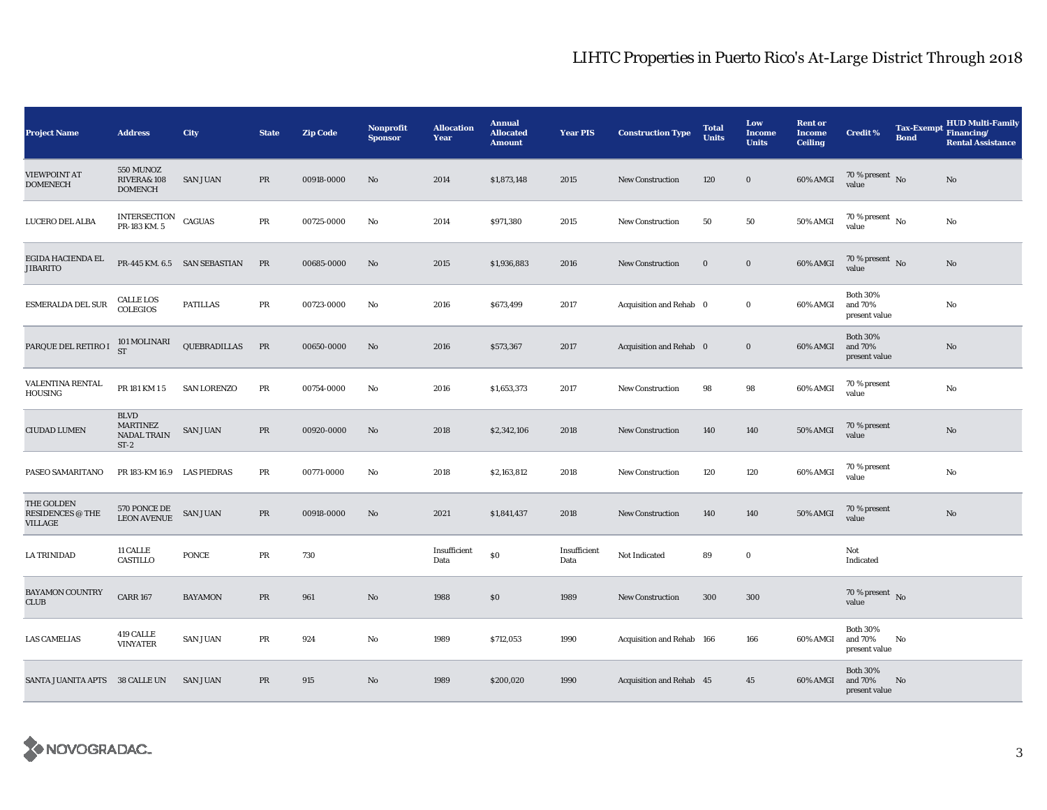# LIHTC Properties in Puerto Rico's At-Large District Through 2018

| Project Name | Address | City | State | Zip Code | Nonprofit Sponsor | Allocation Year | Annual Allocated Amount | Year PIS | Construction Type | Total Units | Low Income Units | Rent or Income Ceiling | Credit % | Tax-Exempt Bond | HUD Multi-Family Financing/ Rental Assistance |
|---|---|---|---|---|---|---|---|---|---|---|---|---|---|---|---|
| VIEWPOINT AT DOMENECH | 550 MUNOZ RIVERA& 108 DOMENCH | SAN JUAN | PR | 00918-0000 | No | 2014 | $1,873,148 | 2015 | New Construction | 120 | 0 | 60% AMGI | 70 % present value | No | No |
| LUCERO DEL ALBA | INTERSECTION PR-183 KM. 5 | CAGUAS | PR | 00725-0000 | No | 2014 | $971,380 | 2015 | New Construction | 50 | 50 | 50% AMGI | 70 % present value | No | No |
| EGIDA HACIENDA EL JIBARITO | PR-445 KM. 6.5 | SAN SEBASTIAN | PR | 00685-0000 | No | 2015 | $1,936,883 | 2016 | New Construction | 0 | 0 | 60% AMGI | 70 % present value | No | No |
| ESMERALDA DEL SUR | CALLE LOS COLEGIOS | PATILLAS | PR | 00723-0000 | No | 2016 | $673,499 | 2017 | Acquisition and Rehab | 0 | 0 | 60% AMGI | Both 30% and 70% present value | | No |
| PARQUE DEL RETIRO I | 101 MOLINARI ST | QUEBRADILLAS | PR | 00650-0000 | No | 2016 | $573,367 | 2017 | Acquisition and Rehab | 0 | 0 | 60% AMGI | Both 30% and 70% present value | | No |
| VALENTINA RENTAL HOUSING | PR 181 KM 1 5 | SAN LORENZO | PR | 00754-0000 | No | 2016 | $1,653,373 | 2017 | New Construction | 98 | 98 | 60% AMGI | 70 % present value | | No |
| CIUDAD LUMEN | BLVD MARTINEZ NADAL TRAIN ST-2 | SAN JUAN | PR | 00920-0000 | No | 2018 | $2,342,106 | 2018 | New Construction | 140 | 140 | 50% AMGI | 70 % present value | | No |
| PASEO SAMARITANO | PR 183-KM 16.9 | LAS PIEDRAS | PR | 00771-0000 | No | 2018 | $2,163,812 | 2018 | New Construction | 120 | 120 | 60% AMGI | 70 % present value | | No |
| THE GOLDEN RESIDENCES @ THE VILLAGE | 570 PONCE DE LEON AVENUE | SAN JUAN | PR | 00918-0000 | No | 2021 | $1,841,437 | 2018 | New Construction | 140 | 140 | 50% AMGI | 70 % present value | | No |
| LA TRINIDAD | 11 CALLE CASTILLO | PONCE | PR | 730 | | Insufficient Data | $0 | Insufficient Data | Not Indicated | 89 | 0 | | Not Indicated | | |
| BAYAMON COUNTRY CLUB | CARR 167 | BAYAMON | PR | 961 | No | 1988 | $0 | 1989 | New Construction | 300 | 300 | | 70 % present value | No | |
| LAS CAMELIAS | 419 CALLE VINYATER | SAN JUAN | PR | 924 | No | 1989 | $712,053 | 1990 | Acquisition and Rehab | 166 | 166 | 60% AMGI | Both 30% and 70% present value | No | |
| SANTA JUANITA APTS | 38 CALLE UN | SAN JUAN | PR | 915 | No | 1989 | $200,020 | 1990 | Acquisition and Rehab | 45 | 45 | 60% AMGI | Both 30% and 70% present value | No | |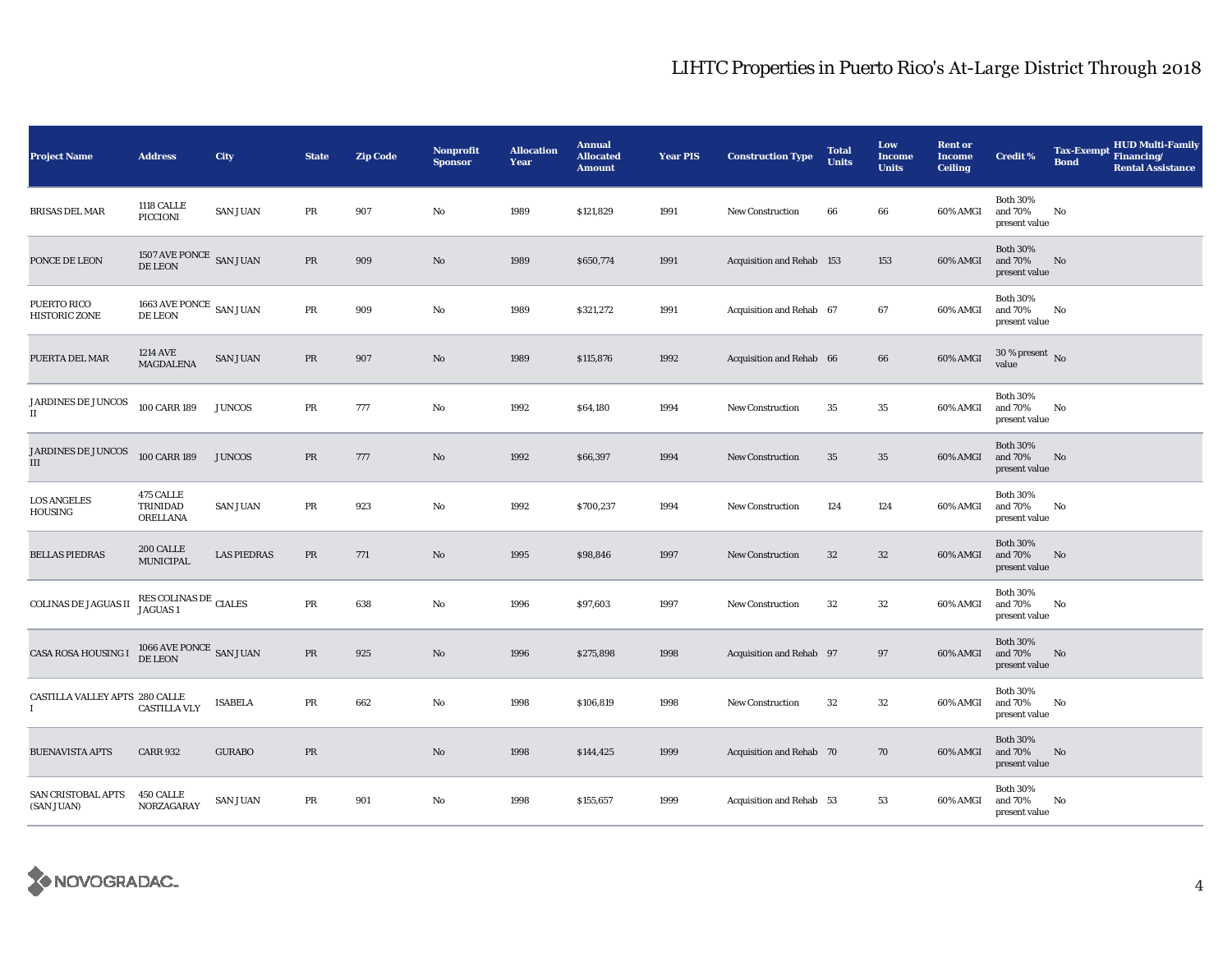# LIHTC Properties in Puerto Rico's At-Large District Through 2018

| Project Name | Address | City | State | Zip Code | Nonprofit Sponsor | Allocation Year | Annual Allocated Amount | Year PIS | Construction Type | Total Units | Low Income Units | Rent or Income Ceiling | Credit % | Tax-Exempt Bond | HUD Multi-Family Financing/ Rental Assistance |
|---|---|---|---|---|---|---|---|---|---|---|---|---|---|---|---|
| BRISAS DEL MAR | 1118 CALLE PICCIONI | SAN JUAN | PR | 907 | No | 1989 | $121,829 | 1991 | New Construction | 66 | 66 | 60% AMGI | Both 30% and 70% present value | No | |
| PONCE DE LEON | 1507 AVE PONCE DE LEON | SAN JUAN | PR | 909 | No | 1989 | $650,774 | 1991 | Acquisition and Rehab | 153 | 153 | 60% AMGI | Both 30% and 70% present value | No | |
| PUERTO RICO HISTORIC ZONE | 1663 AVE PONCE DE LEON | SAN JUAN | PR | 909 | No | 1989 | $321,272 | 1991 | Acquisition and Rehab | 67 | 67 | 60% AMGI | Both 30% and 70% present value | No | |
| PUERTA DEL MAR | 1214 AVE MAGDALENA | SAN JUAN | PR | 907 | No | 1989 | $115,876 | 1992 | Acquisition and Rehab | 66 | 66 | 60% AMGI | 30 % present value | No | |
| JARDINES DE JUNCOS II | 100 CARR 189 | JUNCOS | PR | 777 | No | 1992 | $64,180 | 1994 | New Construction | 35 | 35 | 60% AMGI | Both 30% and 70% present value | No | |
| JARDINES DE JUNCOS III | 100 CARR 189 | JUNCOS | PR | 777 | No | 1992 | $66,397 | 1994 | New Construction | 35 | 35 | 60% AMGI | Both 30% and 70% present value | No | |
| LOS ANGELES HOUSING | 475 CALLE TRINIDAD ORELLANA | SAN JUAN | PR | 923 | No | 1992 | $700,237 | 1994 | New Construction | 124 | 124 | 60% AMGI | Both 30% and 70% present value | No | |
| BELLAS PIEDRAS | 200 CALLE MUNICIPAL | LAS PIEDRAS | PR | 771 | No | 1995 | $98,846 | 1997 | New Construction | 32 | 32 | 60% AMGI | Both 30% and 70% present value | No | |
| COLINAS DE JAGUAS II | RES COLINAS DE JAGUAS 1 | CIALES | PR | 638 | No | 1996 | $97,603 | 1997 | New Construction | 32 | 32 | 60% AMGI | Both 30% and 70% present value | No | |
| CASA ROSA HOUSING I | 1066 AVE PONCE DE LEON | SAN JUAN | PR | 925 | No | 1996 | $275,898 | 1998 | Acquisition and Rehab | 97 | 97 | 60% AMGI | Both 30% and 70% present value | No | |
| CASTILLA VALLEY APTS I | 280 CALLE CASTILLA VLY | ISABELA | PR | 662 | No | 1998 | $106,819 | 1998 | New Construction | 32 | 32 | 60% AMGI | Both 30% and 70% present value | No | |
| BUENAVISTA APTS | CARR 932 | GURABO | PR | | No | 1998 | $144,425 | 1999 | Acquisition and Rehab | 70 | 70 | 60% AMGI | Both 30% and 70% present value | No | |
| SAN CRISTOBAL APTS (SAN JUAN) | 450 CALLE NORZAGARAY | SAN JUAN | PR | 901 | No | 1998 | $155,657 | 1999 | Acquisition and Rehab | 53 | 53 | 60% AMGI | Both 30% and 70% present value | No | |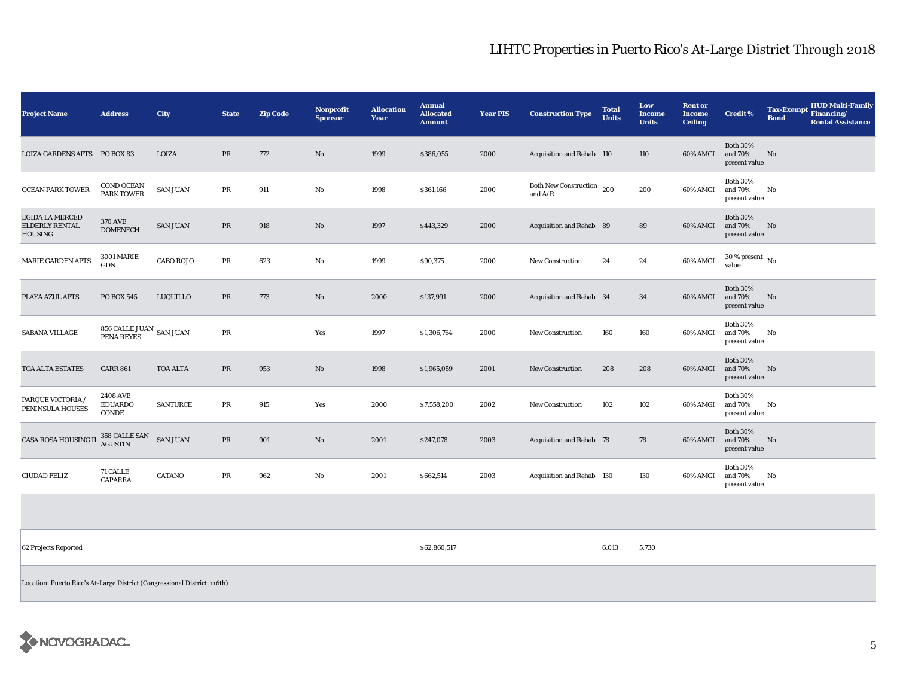# LIHTC Properties in Puerto Rico's At-Large District Through 2018

| Project Name | Address | City | State | Zip Code | Nonprofit Sponsor | Allocation Year | Annual Allocated Amount | Year PIS | Construction Type | Total Units | Low Income Units | Rent or Income Ceiling | Credit % | Tax-Exempt Bond | HUD Multi-Family Financing/ Rental Assistance |
|---|---|---|---|---|---|---|---|---|---|---|---|---|---|---|---|
| LOIZA GARDENS APTS | PO BOX 83 | LOIZA | PR | 772 | No | 1999 | $386,055 | 2000 | Acquisition and Rehab | 110 | 110 | 60% AMGI | Both 30% and 70% present value | No | |
| OCEAN PARK TOWER | COND OCEAN PARK TOWER | SAN JUAN | PR | 911 | No | 1998 | $361,166 | 2000 | Both New Construction and A/R | 200 | 200 | 60% AMGI | Both 30% and 70% present value | No | |
| EGIDA LA MERCED ELDERLY RENTAL HOUSING | 370 AVE DOMENECH | SAN JUAN | PR | 918 | No | 1997 | $443,329 | 2000 | Acquisition and Rehab | 89 | 89 | 60% AMGI | Both 30% and 70% present value | No | |
| MARIE GARDEN APTS | 3001 MARIE GDN | CABO ROJO | PR | 623 | No | 1999 | $90,375 | 2000 | New Construction | 24 | 24 | 60% AMGI | 30 % present value | No | |
| PLAYA AZUL APTS | PO BOX 545 | LUQUILLO | PR | 773 | No | 2000 | $137,991 | 2000 | Acquisition and Rehab | 34 | 34 | 60% AMGI | Both 30% and 70% present value | No | |
| SABANA VILLAGE | 856 CALLE JUAN PENA REYES | SAN JUAN | PR | | Yes | 1997 | $1,306,764 | 2000 | New Construction | 160 | 160 | 60% AMGI | Both 30% and 70% present value | No | |
| TOA ALTA ESTATES | CARR 861 | TOA ALTA | PR | 953 | No | 1998 | $1,965,059 | 2001 | New Construction | 208 | 208 | 60% AMGI | Both 30% and 70% present value | No | |
| PARQUE VICTORIA / PENINSULA HOUSES | 2408 AVE EDUARDO CONDE | SANTURCE | PR | 915 | Yes | 2000 | $7,558,200 | 2002 | New Construction | 102 | 102 | 60% AMGI | Both 30% and 70% present value | No | |
| CASA ROSA HOUSING II | 358 CALLE SAN AGUSTIN | SAN JUAN | PR | 901 | No | 2001 | $247,078 | 2003 | Acquisition and Rehab | 78 | 78 | 60% AMGI | Both 30% and 70% present value | No | |
| CIUDAD FELIZ | 71 CALLE CAPARRA | CATANO | PR | 962 | No | 2001 | $662,514 | 2003 | Acquisition and Rehab | 130 | 130 | 60% AMGI | Both 30% and 70% present value | No | |
| | | | | | | | | | | | | | | | |
| 62 Projects Reported | | | | | | | $62,860,517 | | | 6,013 | 5,730 | | | | |

Location: Puerto Rico's At-Large District (Congressional District, 116th)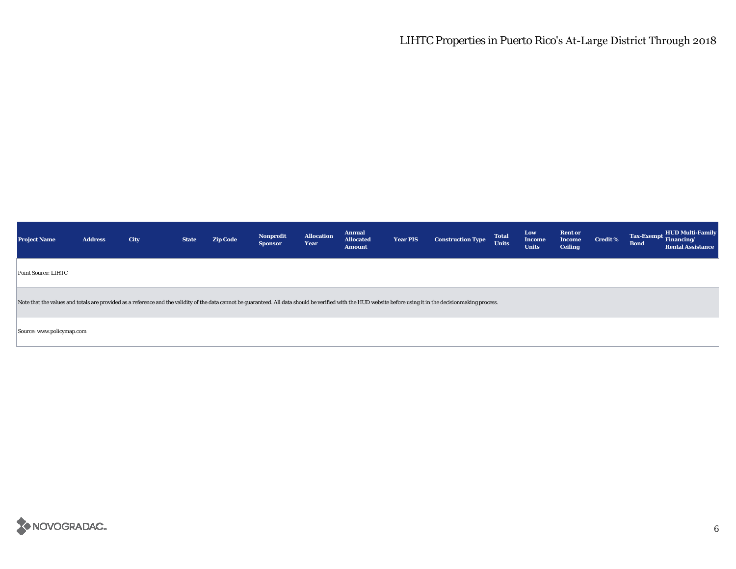# LIHTC Properties in Puerto Rico's At-Large District Through 2018

| Project Name | Address | City | State | Zip Code | Nonprofit Sponsor | Allocation Year | Annual Allocated Amount | Year PIS | Construction Type | Total Units | Low Income Units | Rent or Income Ceiling | Credit % | Tax-Exempt Bond | HUD Multi-Family Financing/ Rental Assistance |
|---|---|---|---|---|---|---|---|---|---|---|---|---|---|---|---|

Point Source: LIHTC

Note that the values and totals are provided as a reference and the validity of the data cannot be guaranteed. All data should be verified with the HUD website before using it in the decisionmaking process.

Source: www.policymap.com